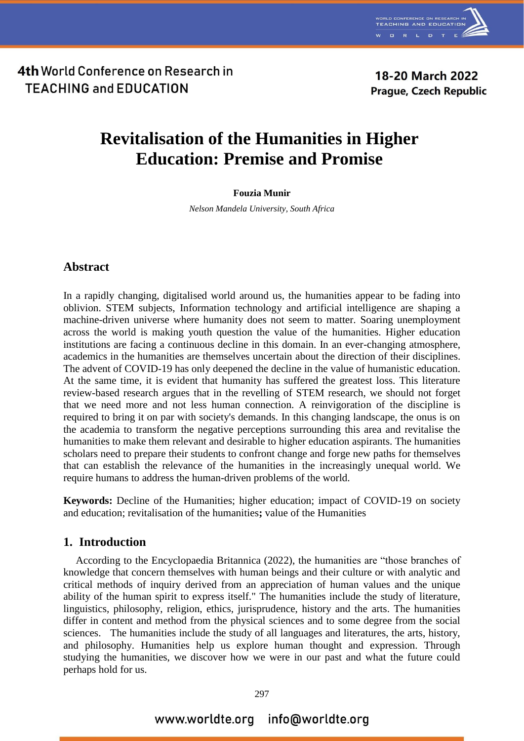# Revitalisation of the Humanities in Higher Education: Premise and Promise

**Fouzia Munir**

*Nelson Mandela University, South Africa*

## Abstract

In a rapidly changing, digitalised world around us, the humanities appear to be fading into oblivion. STEM subjects, Information technology and artificial intelligence are shaping a machine-driven universe where humanity does not seem to matter. Soaring unemployment across the world is making youth question the value of the humanities. Higher education institutions are facing a continuous decline in this domain. In an ever-changing atmosphere, academics in the humanities are themselves uncertain about the direction of their disciplines. The advent of COVID-19 has only deepened the decline in the value of humanistic education. At the same time, it is evident that humanity has suffered the greatest loss. This literature review-based research argues that in the revelling of STEM research, we should not forget that we need more and not less human connection. A reinvigoration of the discipline is required to bring it on par with society's demands. In this changing landscape, the onus is on the academia to transform the negative perceptions surrounding this area and revitalise the humanities to make them relevant and desirable to higher education aspirants. The humanities scholars need to prepare their students to confront change and forge new paths for themselves that can establish the relevance of the humanities in the increasingly unequal world. We require humans to address the human-driven problems of the world.

**Keywords:** Decline of the Humanities; higher education; impact of COVID-19 on society and education; revitalisation of the humanities**;** value of the Humanities

## 1. Introduction

According to the Encyclopaedia Britannica (2022), the humanities are "those branches of knowledge that concern themselves with human beings and their culture or with analytic and critical methods of inquiry derived from an appreciation of human values and the unique ability of the human spirit to express itself." The humanities include the study of literature, linguistics, philosophy, religion, ethics, jurisprudence, history and the arts. The humanities differ in content and method from the physical sciences and to some degree from the social sciences. The humanities include the study of all languages and literatures, the arts, history, and philosophy. Humanities help us explore human thought and expression. Through studying the humanities, we discover how we were in our past and what the future could perhaps hold for us.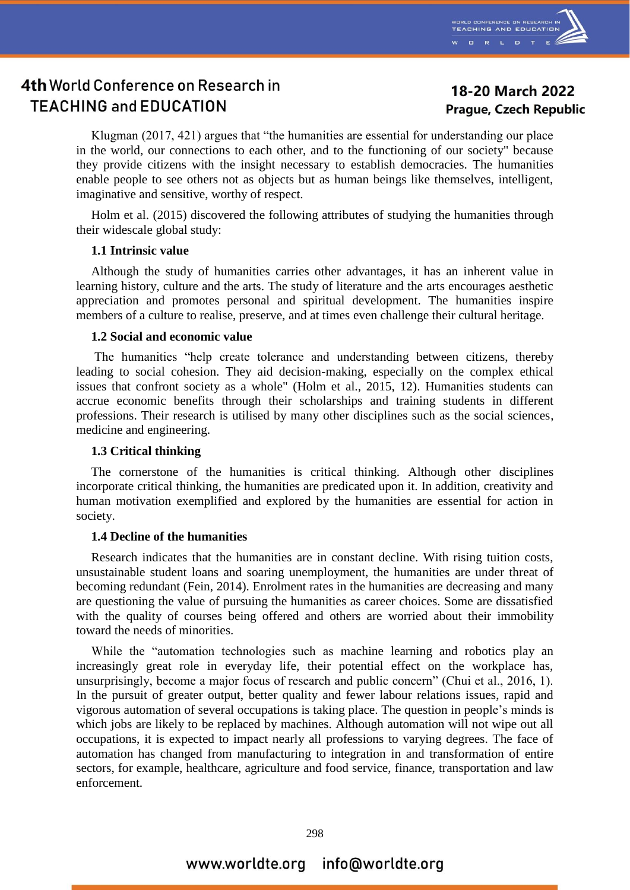Klugman (2017, 421) argues that “the humanities are essential for understanding our place in the world, our connections to each other, and to the functioning of our society" because they provide citizens with the insight necessary to establish democracies. The humanities enable people to see others not as objects but as human beings like themselves, intelligent, imaginative and sensitive, worthy of respect.

Holm et al. (2015) discovered the following attributes of studying the humanities through their widescale global study:

### 1.1 Intrinsic value

Although the study of humanities carries other advantages, it has an inherent value in learning history, culture and the arts. The study of literature and the arts encourages aesthetic appreciation and promotes personal and spiritual development. The humanities inspire members of a culture to realise, preserve, and at times even challenge their cultural heritage.

### 1.2 Social and economic value

The humanities “help create tolerance and understanding between citizens, thereby leading to social cohesion. They aid decision-making, especially on the complex ethical issues that confront society as a whole" (Holm et al., 2015, 12). Humanities students can accrue economic benefits through their scholarships and training students in different professions. Their research is utilised by many other disciplines such as the social sciences, medicine and engineering.

### 1.3 Critical thinking

The cornerstone of the humanities is critical thinking. Although other disciplines incorporate critical thinking, the humanities are predicated upon it. In addition, creativity and human motivation exemplified and explored by the humanities are essential for action in society.

### 1.4 Decline of the humanities

Research indicates that the humanities are in constant decline. With rising tuition costs, unsustainable student loans and soaring unemployment, the humanities are under threat of becoming redundant (Fein, 2014). Enrolment rates in the humanities are decreasing and many are questioning the value of pursuing the humanities as career choices. Some are dissatisfied with the quality of courses being offered and others are worried about their immobility toward the needs of minorities.

While the “automation technologies such as machine learning and robotics play an increasingly great role in everyday life, their potential effect on the workplace has, unsurprisingly, become a major focus of research and public concern” (Chui et al., 2016, 1). In the pursuit of greater output, better quality and fewer labour relations issues, rapid and vigorous automation of several occupations is taking place. The question in people’s minds is which jobs are likely to be replaced by machines. Although automation will not wipe out all occupations, it is expected to impact nearly all professions to varying degrees. The face of automation has changed from manufacturing to integration in and transformation of entire sectors, for example, healthcare, agriculture and food service, finance, transportation and law enforcement.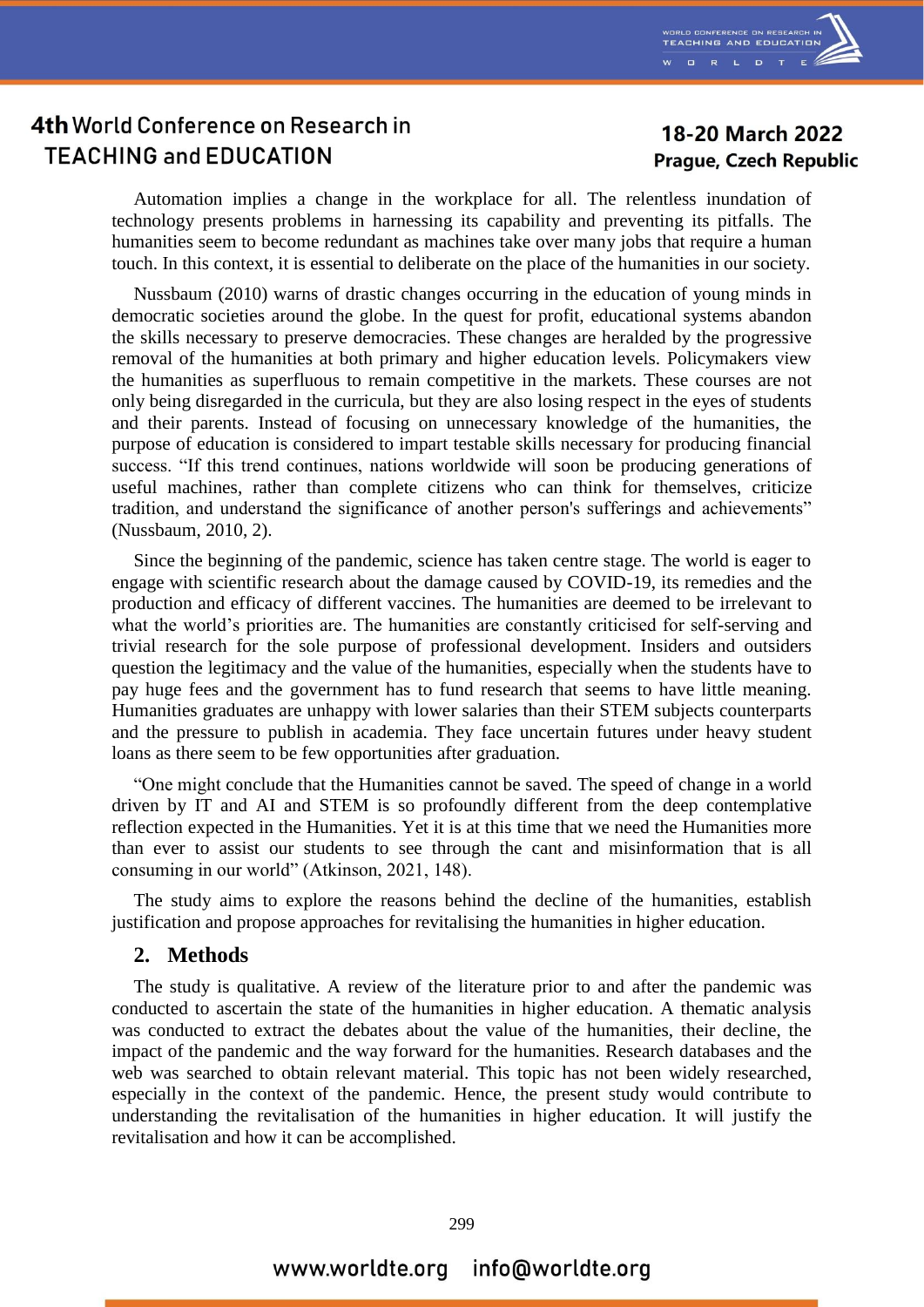Automation implies a change in the workplace for all. The relentless inundation of technology presents problems in harnessing its capability and preventing its pitfalls. The humanities seem to become redundant as machines take over many jobs that require a human touch. In this context, it is essential to deliberate on the place of the humanities in our society.

Nussbaum (2010) warns of drastic changes occurring in the education of young minds in democratic societies around the globe. In the quest for profit, educational systems abandon the skills necessary to preserve democracies. These changes are heralded by the progressive removal of the humanities at both primary and higher education levels. Policymakers view the humanities as superfluous to remain competitive in the markets. These courses are not only being disregarded in the curricula, but they are also losing respect in the eyes of students and their parents. Instead of focusing on unnecessary knowledge of the humanities, the purpose of education is considered to impart testable skills necessary for producing financial success. "If this trend continues, nations worldwide will soon be producing generations of useful machines, rather than complete citizens who can think for themselves, criticize tradition, and understand the significance of another person's sufferings and achievements" (Nussbaum, 2010, 2).

Since the beginning of the pandemic, science has taken centre stage. The world is eager to engage with scientific research about the damage caused by COVID-19, its remedies and the production and efficacy of different vaccines. The humanities are deemed to be irrelevant to what the world's priorities are. The humanities are constantly criticised for self-serving and trivial research for the sole purpose of professional development. Insiders and outsiders question the legitimacy and the value of the humanities, especially when the students have to pay huge fees and the government has to fund research that seems to have little meaning. Humanities graduates are unhappy with lower salaries than their STEM subjects counterparts and the pressure to publish in academia. They face uncertain futures under heavy student loans as there seem to be few opportunities after graduation.

"One might conclude that the Humanities cannot be saved. The speed of change in a world driven by IT and AI and STEM is so profoundly different from the deep contemplative reflection expected in the Humanities. Yet it is at this time that we need the Humanities more than ever to assist our students to see through the cant and misinformation that is all consuming in our world" (Atkinson, 2021, 148).

The study aims to explore the reasons behind the decline of the humanities, establish justification and propose approaches for revitalising the humanities in higher education.

## 2. Methods

The study is qualitative. A review of the literature prior to and after the pandemic was conducted to ascertain the state of the humanities in higher education. A thematic analysis was conducted to extract the debates about the value of the humanities, their decline, the impact of the pandemic and the way forward for the humanities. Research databases and the web was searched to obtain relevant material. This topic has not been widely researched, especially in the context of the pandemic. Hence, the present study would contribute to understanding the revitalisation of the humanities in higher education. It will justify the revitalisation and how it can be accomplished.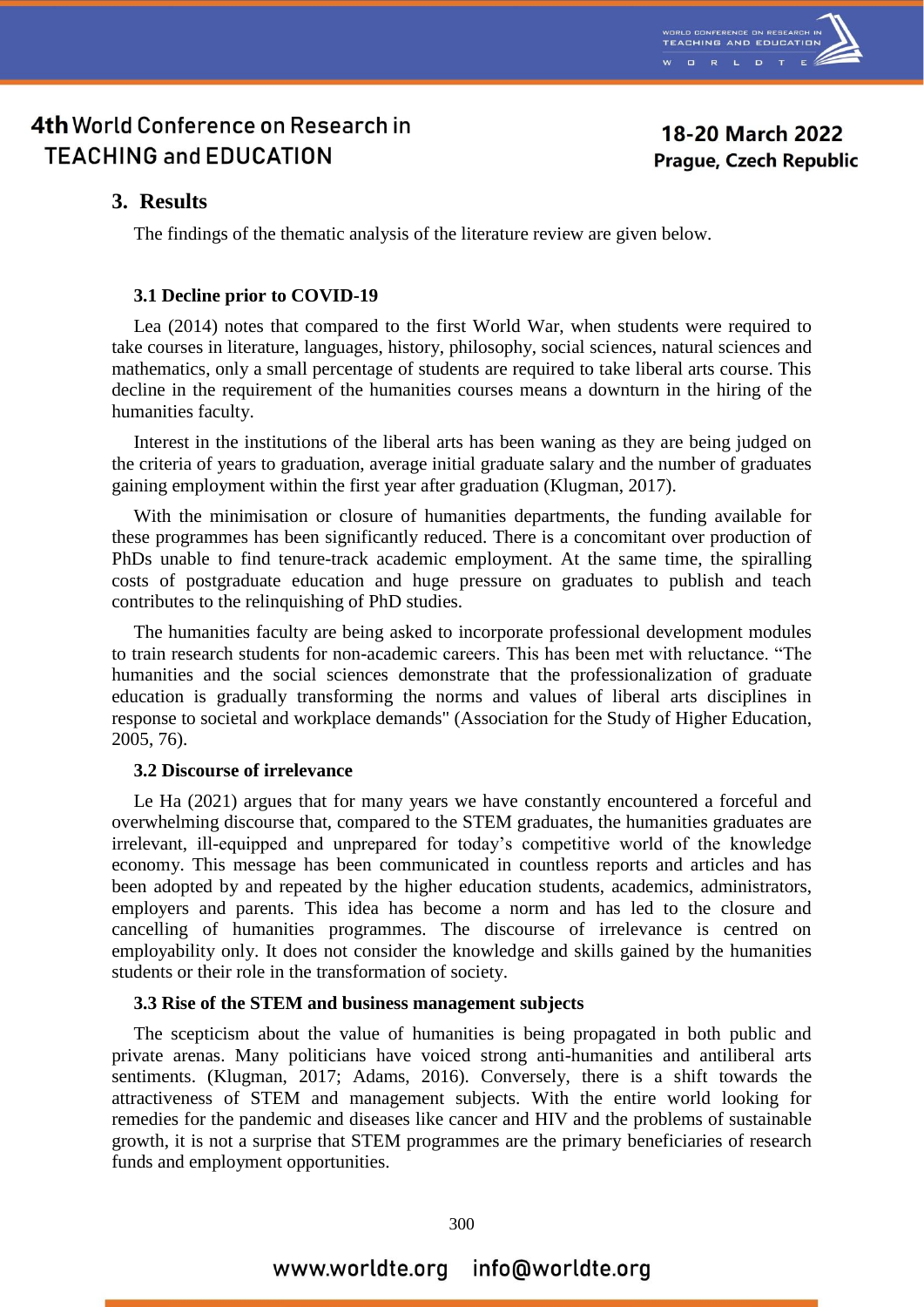## 3. Results

The findings of the thematic analysis of the literature review are given below.

### 3.1 Decline prior to COVID-19

Lea (2014) notes that compared to the first World War, when students were required to take courses in literature, languages, history, philosophy, social sciences, natural sciences and mathematics, only a small percentage of students are required to take liberal arts course. This decline in the requirement of the humanities courses means a downturn in the hiring of the humanities faculty.

Interest in the institutions of the liberal arts has been waning as they are being judged on the criteria of years to graduation, average initial graduate salary and the number of graduates gaining employment within the first year after graduation (Klugman, 2017).

With the minimisation or closure of humanities departments, the funding available for these programmes has been significantly reduced. There is a concomitant over production of PhDs unable to find tenure-track academic employment. At the same time, the spiralling costs of postgraduate education and huge pressure on graduates to publish and teach contributes to the relinquishing of PhD studies.

The humanities faculty are being asked to incorporate professional development modules to train research students for non-academic careers. This has been met with reluctance. "The humanities and the social sciences demonstrate that the professionalization of graduate education is gradually transforming the norms and values of liberal arts disciplines in response to societal and workplace demands" (Association for the Study of Higher Education, 2005, 76).

### 3.2 Discourse of irrelevance

Le Ha (2021) argues that for many years we have constantly encountered a forceful and overwhelming discourse that, compared to the STEM graduates, the humanities graduates are irrelevant, ill-equipped and unprepared for today's competitive world of the knowledge economy. This message has been communicated in countless reports and articles and has been adopted by and repeated by the higher education students, academics, administrators, employers and parents. This idea has become a norm and has led to the closure and cancelling of humanities programmes. The discourse of irrelevance is centred on employability only. It does not consider the knowledge and skills gained by the humanities students or their role in the transformation of society.

### 3.3 Rise of the STEM and business management subjects

The scepticism about the value of humanities is being propagated in both public and private arenas. Many politicians have voiced strong anti-humanities and antiliberal arts sentiments. (Klugman, 2017; Adams, 2016). Conversely, there is a shift towards the attractiveness of STEM and management subjects. With the entire world looking for remedies for the pandemic and diseases like cancer and HIV and the problems of sustainable growth, it is not a surprise that STEM programmes are the primary beneficiaries of research funds and employment opportunities.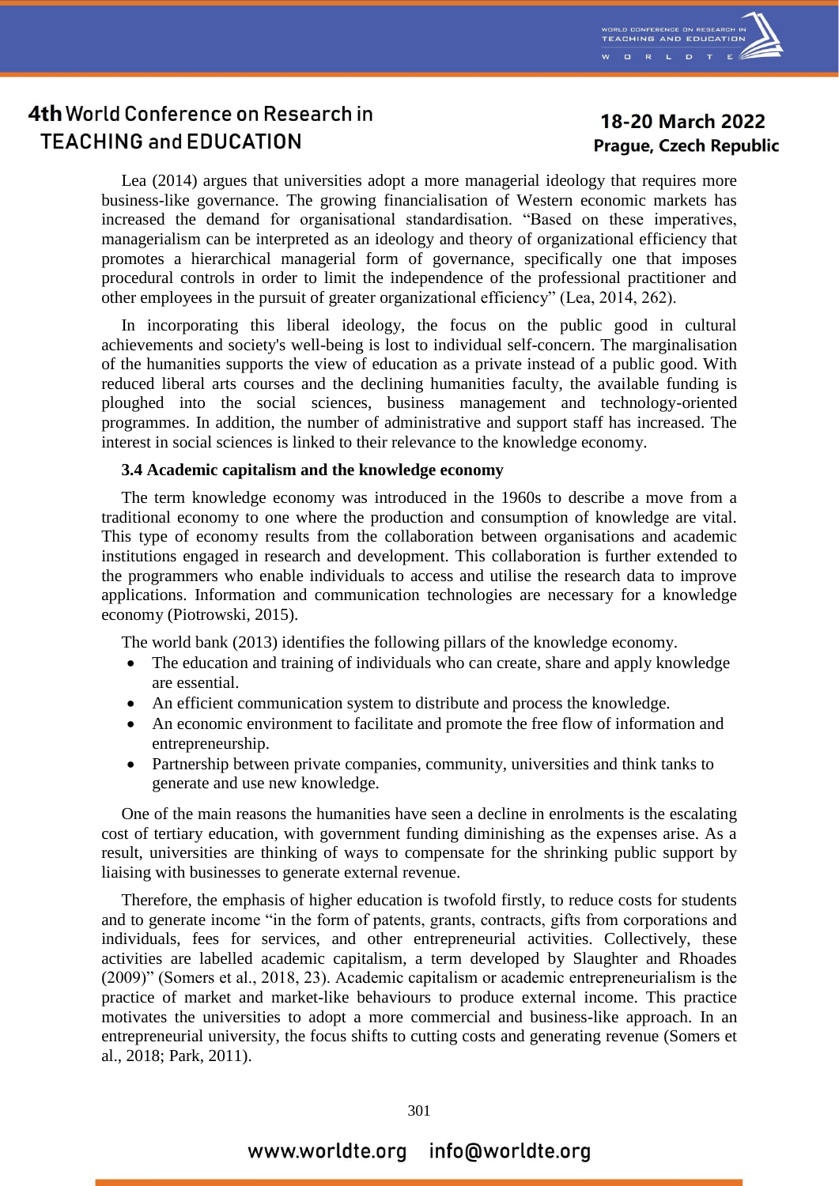Lea (2014) argues that universities adopt a more managerial ideology that requires more business-like governance. The growing financialisation of Western economic markets has increased the demand for organisational standardisation. "Based on these imperatives, managerialism can be interpreted as an ideology and theory of organizational efficiency that promotes a hierarchical managerial form of governance, specifically one that imposes procedural controls in order to limit the independence of the professional practitioner and other employees in the pursuit of greater organizational efficiency" (Lea, 2014, 262).

In incorporating this liberal ideology, the focus on the public good in cultural achievements and society's well-being is lost to individual self-concern. The marginalisation of the humanities supports the view of education as a private instead of a public good. With reduced liberal arts courses and the declining humanities faculty, the available funding is ploughed into the social sciences, business management and technology-oriented programmes. In addition, the number of administrative and support staff has increased. The interest in social sciences is linked to their relevance to the knowledge economy.

### 3.4 Academic capitalism and the knowledge economy

The term knowledge economy was introduced in the 1960s to describe a move from a traditional economy to one where the production and consumption of knowledge are vital. This type of economy results from the collaboration between organisations and academic institutions engaged in research and development. This collaboration is further extended to the programmers who enable individuals to access and utilise the research data to improve applications. Information and communication technologies are necessary for a knowledge economy (Piotrowski, 2015).

The world bank (2013) identifies the following pillars of the knowledge economy.

- The education and training of individuals who can create, share and apply knowledge are essential.
- An efficient communication system to distribute and process the knowledge.
- An economic environment to facilitate and promote the free flow of information and entrepreneurship.
- Partnership between private companies, community, universities and think tanks to generate and use new knowledge.

One of the main reasons the humanities have seen a decline in enrolments is the escalating cost of tertiary education, with government funding diminishing as the expenses arise. As a result, universities are thinking of ways to compensate for the shrinking public support by liaising with businesses to generate external revenue.

Therefore, the emphasis of higher education is twofold firstly, to reduce costs for students and to generate income "in the form of patents, grants, contracts, gifts from corporations and individuals, fees for services, and other entrepreneurial activities. Collectively, these activities are labelled academic capitalism, a term developed by Slaughter and Rhoades (2009)" (Somers et al., 2018, 23). Academic capitalism or academic entrepreneurialism is the practice of market and market-like behaviours to produce external income. This practice motivates the universities to adopt a more commercial and business-like approach. In an entrepreneurial university, the focus shifts to cutting costs and generating revenue (Somers et al., 2018; Park, 2011).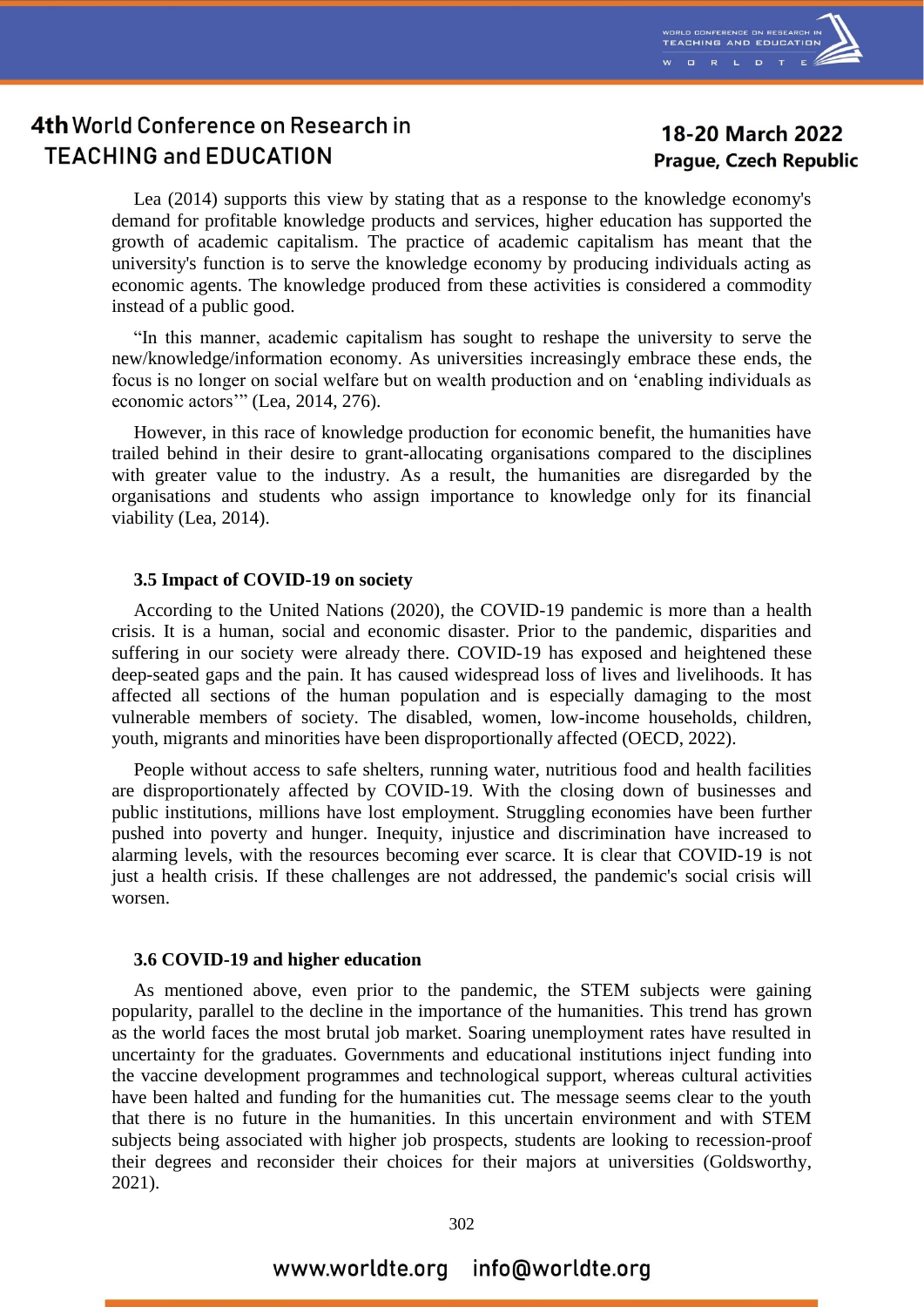Lea (2014) supports this view by stating that as a response to the knowledge economy's demand for profitable knowledge products and services, higher education has supported the growth of academic capitalism. The practice of academic capitalism has meant that the university's function is to serve the knowledge economy by producing individuals acting as economic agents. The knowledge produced from these activities is considered a commodity instead of a public good.

"In this manner, academic capitalism has sought to reshape the university to serve the new/knowledge/information economy. As universities increasingly embrace these ends, the focus is no longer on social welfare but on wealth production and on 'enabling individuals as economic actors'" (Lea, 2014, 276).

However, in this race of knowledge production for economic benefit, the humanities have trailed behind in their desire to grant-allocating organisations compared to the disciplines with greater value to the industry. As a result, the humanities are disregarded by the organisations and students who assign importance to knowledge only for its financial viability (Lea, 2014).

### 3.5 Impact of COVID-19 on society

According to the United Nations (2020), the COVID-19 pandemic is more than a health crisis. It is a human, social and economic disaster. Prior to the pandemic, disparities and suffering in our society were already there. COVID-19 has exposed and heightened these deep-seated gaps and the pain. It has caused widespread loss of lives and livelihoods. It has affected all sections of the human population and is especially damaging to the most vulnerable members of society. The disabled, women, low-income households, children, youth, migrants and minorities have been disproportionally affected (OECD, 2022).

People without access to safe shelters, running water, nutritious food and health facilities are disproportionately affected by COVID-19. With the closing down of businesses and public institutions, millions have lost employment. Struggling economies have been further pushed into poverty and hunger. Inequity, injustice and discrimination have increased to alarming levels, with the resources becoming ever scarce. It is clear that COVID-19 is not just a health crisis. If these challenges are not addressed, the pandemic's social crisis will worsen.

### 3.6 COVID-19 and higher education

As mentioned above, even prior to the pandemic, the STEM subjects were gaining popularity, parallel to the decline in the importance of the humanities. This trend has grown as the world faces the most brutal job market. Soaring unemployment rates have resulted in uncertainty for the graduates. Governments and educational institutions inject funding into the vaccine development programmes and technological support, whereas cultural activities have been halted and funding for the humanities cut. The message seems clear to the youth that there is no future in the humanities. In this uncertain environment and with STEM subjects being associated with higher job prospects, students are looking to recession-proof their degrees and reconsider their choices for their majors at universities (Goldsworthy, 2021).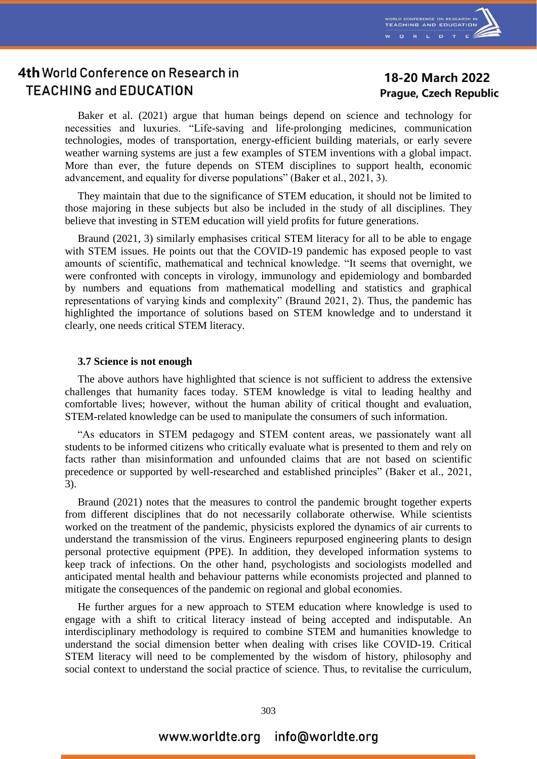Baker et al. (2021) argue that human beings depend on science and technology for necessities and luxuries. "Life-saving and life-prolonging medicines, communication technologies, modes of transportation, energy-efficient building materials, or early severe weather warning systems are just a few examples of STEM inventions with a global impact. More than ever, the future depends on STEM disciplines to support health, economic advancement, and equality for diverse populations" (Baker et al., 2021, 3).

They maintain that due to the significance of STEM education, it should not be limited to those majoring in these subjects but also be included in the study of all disciplines. They believe that investing in STEM education will yield profits for future generations.

Braund (2021, 3) similarly emphasises critical STEM literacy for all to be able to engage with STEM issues. He points out that the COVID-19 pandemic has exposed people to vast amounts of scientific, mathematical and technical knowledge. "It seems that overnight, we were confronted with concepts in virology, immunology and epidemiology and bombarded by numbers and equations from mathematical modelling and statistics and graphical representations of varying kinds and complexity" (Braund 2021, 2). Thus, the pandemic has highlighted the importance of solutions based on STEM knowledge and to understand it clearly, one needs critical STEM literacy.

### 3.7 Science is not enough

The above authors have highlighted that science is not sufficient to address the extensive challenges that humanity faces today. STEM knowledge is vital to leading healthy and comfortable lives; however, without the human ability of critical thought and evaluation, STEM-related knowledge can be used to manipulate the consumers of such information.

"As educators in STEM pedagogy and STEM content areas, we passionately want all students to be informed citizens who critically evaluate what is presented to them and rely on facts rather than misinformation and unfounded claims that are not based on scientific precedence or supported by well-researched and established principles" (Baker et al., 2021, 3).

Braund (2021) notes that the measures to control the pandemic brought together experts from different disciplines that do not necessarily collaborate otherwise. While scientists worked on the treatment of the pandemic, physicists explored the dynamics of air currents to understand the transmission of the virus. Engineers repurposed engineering plants to design personal protective equipment (PPE). In addition, they developed information systems to keep track of infections. On the other hand, psychologists and sociologists modelled and anticipated mental health and behaviour patterns while economists projected and planned to mitigate the consequences of the pandemic on regional and global economies.

He further argues for a new approach to STEM education where knowledge is used to engage with a shift to critical literacy instead of being accepted and indisputable. An interdisciplinary methodology is required to combine STEM and humanities knowledge to understand the social dimension better when dealing with crises like COVID-19. Critical STEM literacy will need to be complemented by the wisdom of history, philosophy and social context to understand the social practice of science. Thus, to revitalise the curriculum,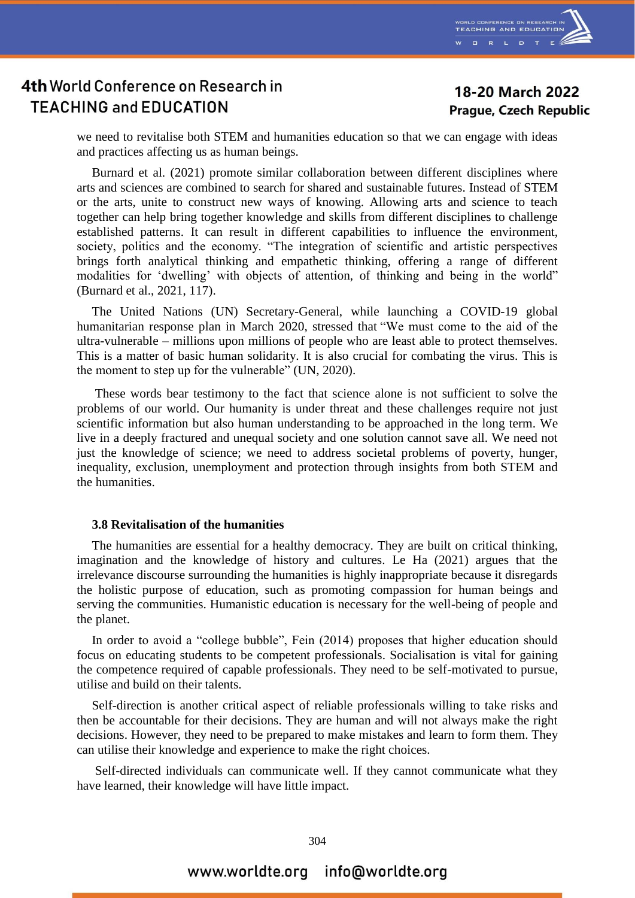we need to revitalise both STEM and humanities education so that we can engage with ideas and practices affecting us as human beings.

Burnard et al. (2021) promote similar collaboration between different disciplines where arts and sciences are combined to search for shared and sustainable futures. Instead of STEM or the arts, unite to construct new ways of knowing. Allowing arts and science to teach together can help bring together knowledge and skills from different disciplines to challenge established patterns. It can result in different capabilities to influence the environment, society, politics and the economy. "The integration of scientific and artistic perspectives brings forth analytical thinking and empathetic thinking, offering a range of different modalities for 'dwelling' with objects of attention, of thinking and being in the world" (Burnard et al., 2021, 117).

The United Nations (UN) Secretary-General, while launching a COVID-19 global humanitarian response plan in March 2020, stressed that "We must come to the aid of the ultra-vulnerable – millions upon millions of people who are least able to protect themselves. This is a matter of basic human solidarity. It is also crucial for combating the virus. This is the moment to step up for the vulnerable" (UN, 2020).

These words bear testimony to the fact that science alone is not sufficient to solve the problems of our world. Our humanity is under threat and these challenges require not just scientific information but also human understanding to be approached in the long term. We live in a deeply fractured and unequal society and one solution cannot save all. We need not just the knowledge of science; we need to address societal problems of poverty, hunger, inequality, exclusion, unemployment and protection through insights from both STEM and the humanities.

### 3.8 Revitalisation of the humanities

The humanities are essential for a healthy democracy. They are built on critical thinking, imagination and the knowledge of history and cultures. Le Ha (2021) argues that the irrelevance discourse surrounding the humanities is highly inappropriate because it disregards the holistic purpose of education, such as promoting compassion for human beings and serving the communities. Humanistic education is necessary for the well-being of people and the planet.

In order to avoid a "college bubble", Fein (2014) proposes that higher education should focus on educating students to be competent professionals. Socialisation is vital for gaining the competence required of capable professionals. They need to be self-motivated to pursue, utilise and build on their talents.

Self-direction is another critical aspect of reliable professionals willing to take risks and then be accountable for their decisions. They are human and will not always make the right decisions. However, they need to be prepared to make mistakes and learn to form them. They can utilise their knowledge and experience to make the right choices.

Self-directed individuals can communicate well. If they cannot communicate what they have learned, their knowledge will have little impact.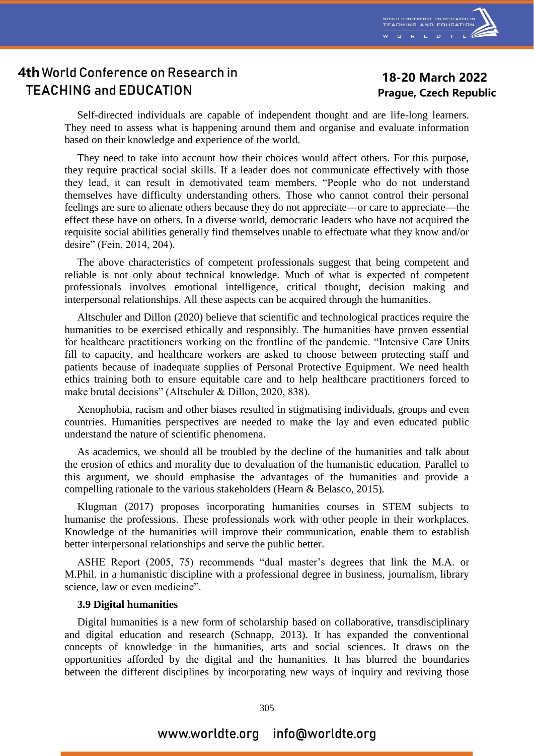Self-directed individuals are capable of independent thought and are life-long learners. They need to assess what is happening around them and organise and evaluate information based on their knowledge and experience of the world.

They need to take into account how their choices would affect others. For this purpose, they require practical social skills. If a leader does not communicate effectively with those they lead, it can result in demotivated team members. "People who do not understand themselves have difficulty understanding others. Those who cannot control their personal feelings are sure to alienate others because they do not appreciate—or care to appreciate—the effect these have on others. In a diverse world, democratic leaders who have not acquired the requisite social abilities generally find themselves unable to effectuate what they know and/or desire" (Fein, 2014, 204).

The above characteristics of competent professionals suggest that being competent and reliable is not only about technical knowledge. Much of what is expected of competent professionals involves emotional intelligence, critical thought, decision making and interpersonal relationships. All these aspects can be acquired through the humanities.

Altschuler and Dillon (2020) believe that scientific and technological practices require the humanities to be exercised ethically and responsibly. The humanities have proven essential for healthcare practitioners working on the frontline of the pandemic. "Intensive Care Units fill to capacity, and healthcare workers are asked to choose between protecting staff and patients because of inadequate supplies of Personal Protective Equipment. We need health ethics training both to ensure equitable care and to help healthcare practitioners forced to make brutal decisions" (Altschuler & Dillon, 2020, 838).

Xenophobia, racism and other biases resulted in stigmatising individuals, groups and even countries. Humanities perspectives are needed to make the lay and even educated public understand the nature of scientific phenomena.

As academics, we should all be troubled by the decline of the humanities and talk about the erosion of ethics and morality due to devaluation of the humanistic education. Parallel to this argument, we should emphasise the advantages of the humanities and provide a compelling rationale to the various stakeholders (Hearn & Belasco, 2015).

Klugman (2017) proposes incorporating humanities courses in STEM subjects to humanise the professions. These professionals work with other people in their workplaces. Knowledge of the humanities will improve their communication, enable them to establish better interpersonal relationships and serve the public better.

ASHE Report (2005, 75) recommends "dual master's degrees that link the M.A. or M.Phil. in a humanistic discipline with a professional degree in business, journalism, library science, law or even medicine".

### 3.9 Digital humanities

Digital humanities is a new form of scholarship based on collaborative, transdisciplinary and digital education and research (Schnapp, 2013). It has expanded the conventional concepts of knowledge in the humanities, arts and social sciences. It draws on the opportunities afforded by the digital and the humanities. It has blurred the boundaries between the different disciplines by incorporating new ways of inquiry and reviving those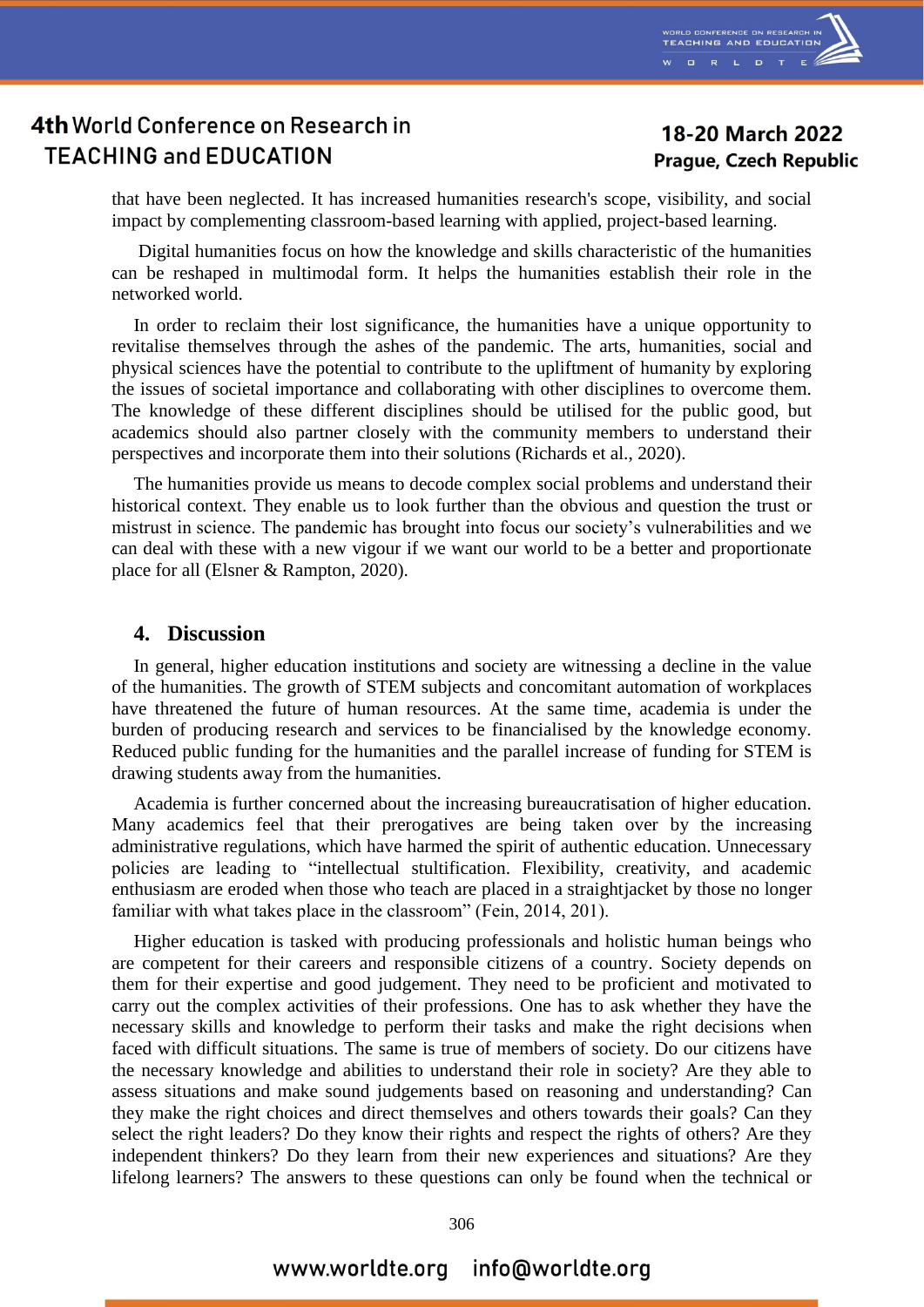that have been neglected. It has increased humanities research's scope, visibility, and social impact by complementing classroom-based learning with applied, project-based learning.

Digital humanities focus on how the knowledge and skills characteristic of the humanities can be reshaped in multimodal form. It helps the humanities establish their role in the networked world.

In order to reclaim their lost significance, the humanities have a unique opportunity to revitalise themselves through the ashes of the pandemic. The arts, humanities, social and physical sciences have the potential to contribute to the upliftment of humanity by exploring the issues of societal importance and collaborating with other disciplines to overcome them. The knowledge of these different disciplines should be utilised for the public good, but academics should also partner closely with the community members to understand their perspectives and incorporate them into their solutions (Richards et al., 2020).

The humanities provide us means to decode complex social problems and understand their historical context. They enable us to look further than the obvious and question the trust or mistrust in science. The pandemic has brought into focus our society's vulnerabilities and we can deal with these with a new vigour if we want our world to be a better and proportionate place for all (Elsner & Rampton, 2020).

## 4. Discussion

In general, higher education institutions and society are witnessing a decline in the value of the humanities. The growth of STEM subjects and concomitant automation of workplaces have threatened the future of human resources. At the same time, academia is under the burden of producing research and services to be financialised by the knowledge economy. Reduced public funding for the humanities and the parallel increase of funding for STEM is drawing students away from the humanities.

Academia is further concerned about the increasing bureaucratisation of higher education. Many academics feel that their prerogatives are being taken over by the increasing administrative regulations, which have harmed the spirit of authentic education. Unnecessary policies are leading to "intellectual stultification. Flexibility, creativity, and academic enthusiasm are eroded when those who teach are placed in a straightjacket by those no longer familiar with what takes place in the classroom" (Fein, 2014, 201).

Higher education is tasked with producing professionals and holistic human beings who are competent for their careers and responsible citizens of a country. Society depends on them for their expertise and good judgement. They need to be proficient and motivated to carry out the complex activities of their professions. One has to ask whether they have the necessary skills and knowledge to perform their tasks and make the right decisions when faced with difficult situations. The same is true of members of society. Do our citizens have the necessary knowledge and abilities to understand their role in society? Are they able to assess situations and make sound judgements based on reasoning and understanding? Can they make the right choices and direct themselves and others towards their goals? Can they select the right leaders? Do they know their rights and respect the rights of others? Are they independent thinkers? Do they learn from their new experiences and situations? Are they lifelong learners? The answers to these questions can only be found when the technical or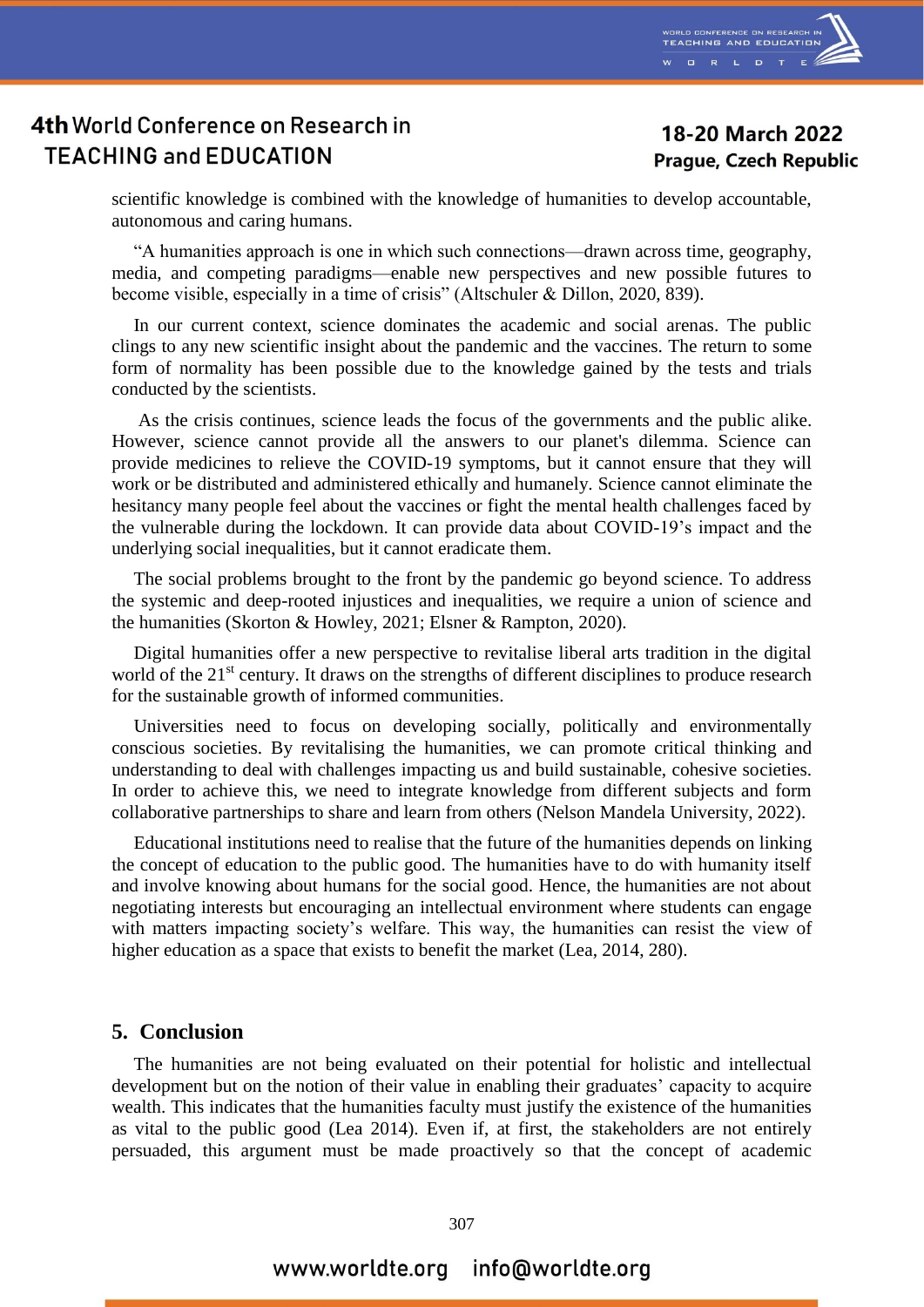scientific knowledge is combined with the knowledge of humanities to develop accountable, autonomous and caring humans.

"A humanities approach is one in which such connections—drawn across time, geography, media, and competing paradigms—enable new perspectives and new possible futures to become visible, especially in a time of crisis" (Altschuler & Dillon, 2020, 839).

In our current context, science dominates the academic and social arenas. The public clings to any new scientific insight about the pandemic and the vaccines. The return to some form of normality has been possible due to the knowledge gained by the tests and trials conducted by the scientists.

As the crisis continues, science leads the focus of the governments and the public alike. However, science cannot provide all the answers to our planet's dilemma. Science can provide medicines to relieve the COVID-19 symptoms, but it cannot ensure that they will work or be distributed and administered ethically and humanely. Science cannot eliminate the hesitancy many people feel about the vaccines or fight the mental health challenges faced by the vulnerable during the lockdown. It can provide data about COVID-19's impact and the underlying social inequalities, but it cannot eradicate them.

The social problems brought to the front by the pandemic go beyond science. To address the systemic and deep-rooted injustices and inequalities, we require a union of science and the humanities (Skorton & Howley, 2021; Elsner & Rampton, 2020).

Digital humanities offer a new perspective to revitalise liberal arts tradition in the digital world of the 21st century. It draws on the strengths of different disciplines to produce research for the sustainable growth of informed communities.

Universities need to focus on developing socially, politically and environmentally conscious societies. By revitalising the humanities, we can promote critical thinking and understanding to deal with challenges impacting us and build sustainable, cohesive societies. In order to achieve this, we need to integrate knowledge from different subjects and form collaborative partnerships to share and learn from others (Nelson Mandela University, 2022).

Educational institutions need to realise that the future of the humanities depends on linking the concept of education to the public good. The humanities have to do with humanity itself and involve knowing about humans for the social good. Hence, the humanities are not about negotiating interests but encouraging an intellectual environment where students can engage with matters impacting society's welfare. This way, the humanities can resist the view of higher education as a space that exists to benefit the market (Lea, 2014, 280).

## 5. Conclusion

The humanities are not being evaluated on their potential for holistic and intellectual development but on the notion of their value in enabling their graduates' capacity to acquire wealth. This indicates that the humanities faculty must justify the existence of the humanities as vital to the public good (Lea 2014). Even if, at first, the stakeholders are not entirely persuaded, this argument must be made proactively so that the concept of academic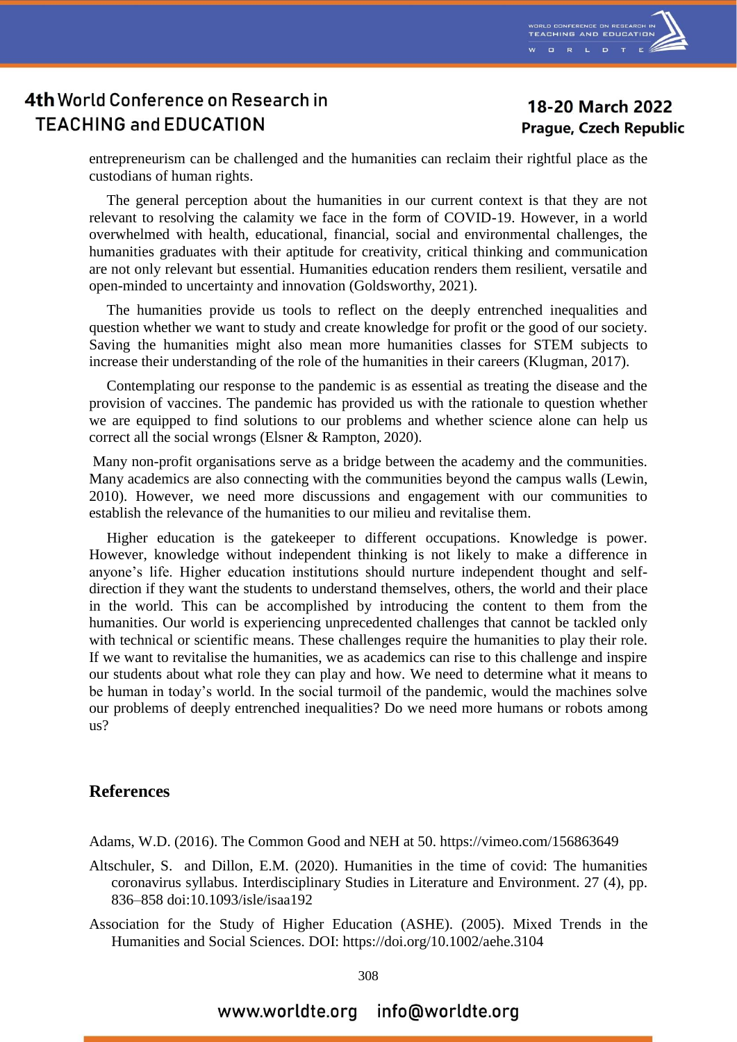entrepreneurism can be challenged and the humanities can reclaim their rightful place as the custodians of human rights.

The general perception about the humanities in our current context is that they are not relevant to resolving the calamity we face in the form of COVID-19. However, in a world overwhelmed with health, educational, financial, social and environmental challenges, the humanities graduates with their aptitude for creativity, critical thinking and communication are not only relevant but essential. Humanities education renders them resilient, versatile and open-minded to uncertainty and innovation (Goldsworthy, 2021).

The humanities provide us tools to reflect on the deeply entrenched inequalities and question whether we want to study and create knowledge for profit or the good of our society. Saving the humanities might also mean more humanities classes for STEM subjects to increase their understanding of the role of the humanities in their careers (Klugman, 2017).

Contemplating our response to the pandemic is as essential as treating the disease and the provision of vaccines. The pandemic has provided us with the rationale to question whether we are equipped to find solutions to our problems and whether science alone can help us correct all the social wrongs (Elsner & Rampton, 2020).

Many non-profit organisations serve as a bridge between the academy and the communities. Many academics are also connecting with the communities beyond the campus walls (Lewin, 2010). However, we need more discussions and engagement with our communities to establish the relevance of the humanities to our milieu and revitalise them.

Higher education is the gatekeeper to different occupations. Knowledge is power. However, knowledge without independent thinking is not likely to make a difference in anyone's life. Higher education institutions should nurture independent thought and self-direction if they want the students to understand themselves, others, the world and their place in the world. This can be accomplished by introducing the content to them from the humanities. Our world is experiencing unprecedented challenges that cannot be tackled only with technical or scientific means. These challenges require the humanities to play their role. If we want to revitalise the humanities, we as academics can rise to this challenge and inspire our students about what role they can play and how. We need to determine what it means to be human in today's world. In the social turmoil of the pandemic, would the machines solve our problems of deeply entrenched inequalities? Do we need more humans or robots among us?

## References

Adams, W.D. (2016). The Common Good and NEH at 50. https://vimeo.com/156863649

Altschuler, S. and Dillon, E.M. (2020). Humanities in the time of covid: The humanities coronavirus syllabus. Interdisciplinary Studies in Literature and Environment. 27 (4), pp. 836–858 doi:10.1093/isle/isaa192

Association for the Study of Higher Education (ASHE). (2005). Mixed Trends in the Humanities and Social Sciences. DOI: https://doi.org/10.1002/aehe.3104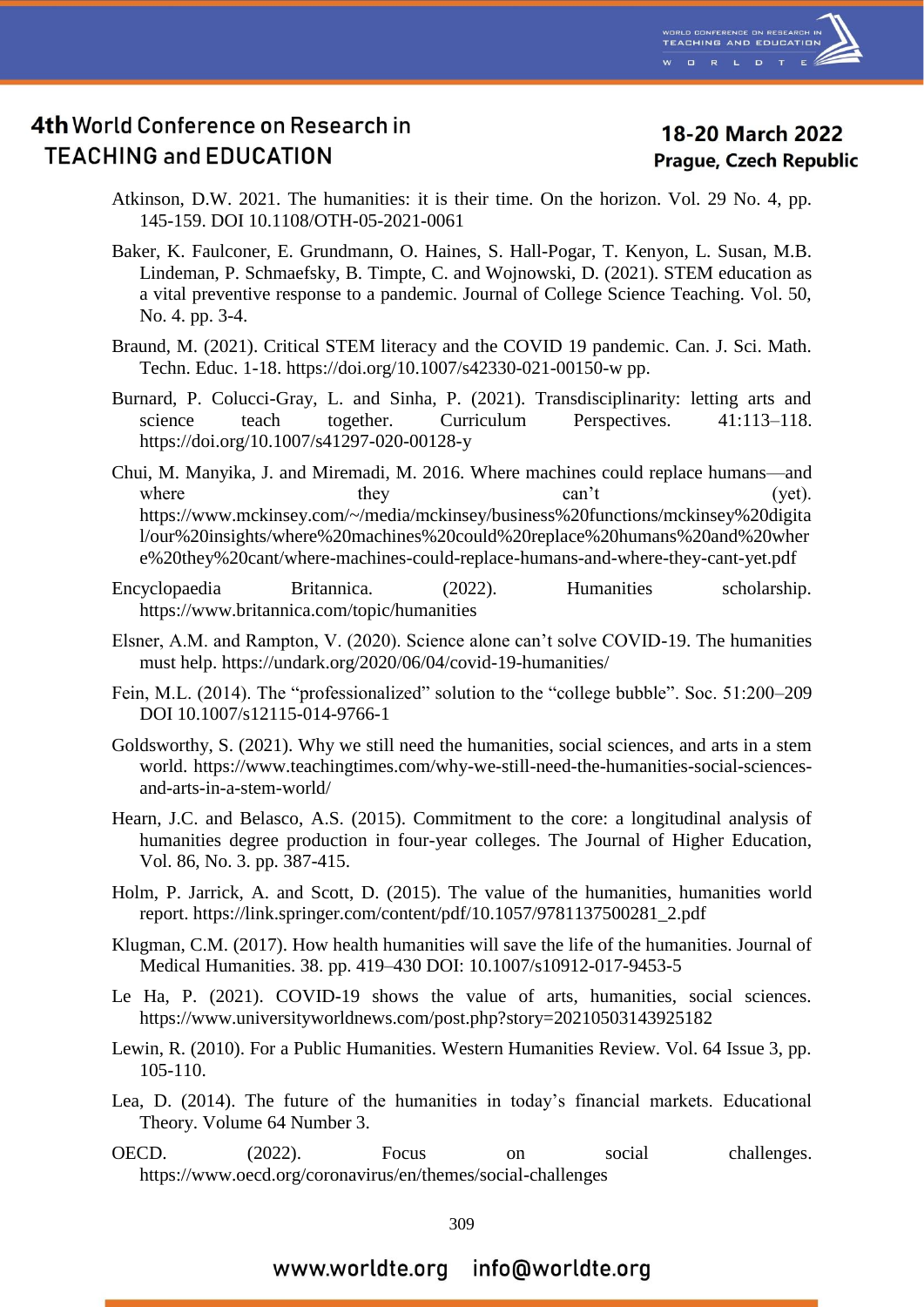Atkinson, D.W. 2021. The humanities: it is their time. On the horizon. Vol. 29 No. 4, pp. 145-159. DOI 10.1108/OTH-05-2021-0061

Baker, K. Faulconer, E. Grundmann, O. Haines, S. Hall-Pogar, T. Kenyon, L. Susan, M.B. Lindeman, P. Schmaefsky, B. Timpte, C. and Wojnowski, D. (2021). STEM education as a vital preventive response to a pandemic. Journal of College Science Teaching. Vol. 50, No. 4. pp. 3-4.

Braund, M. (2021). Critical STEM literacy and the COVID 19 pandemic. Can. J. Sci. Math. Techn. Educ. 1-18. https://doi.org/10.1007/s42330-021-00150-w pp.

Burnard, P. Colucci-Gray, L. and Sinha, P. (2021). Transdisciplinarity: letting arts and science teach together. Curriculum Perspectives. 41:113–118. https://doi.org/10.1007/s41297-020-00128-y

Chui, M. Manyika, J. and Miremadi, M. 2016. Where machines could replace humans—and where they can't (yet). https://www.mckinsey.com/~/media/mckinsey/business%20functions/mckinsey%20digital/our%20insights/where%20machines%20could%20replace%20humans%20and%20where%20they%20cant/where-machines-could-replace-humans-and-where-they-cant-yet.pdf

Encyclopaedia Britannica. (2022). Humanities scholarship. https://www.britannica.com/topic/humanities

Elsner, A.M. and Rampton, V. (2020). Science alone can't solve COVID-19. The humanities must help. https://undark.org/2020/06/04/covid-19-humanities/

Fein, M.L. (2014). The "professionalized" solution to the "college bubble". Soc. 51:200–209 DOI 10.1007/s12115-014-9766-1

Goldsworthy, S. (2021). Why we still need the humanities, social sciences, and arts in a stem world. https://www.teachingtimes.com/why-we-still-need-the-humanities-social-sciences-and-arts-in-a-stem-world/

Hearn, J.C. and Belasco, A.S. (2015). Commitment to the core: a longitudinal analysis of humanities degree production in four-year colleges. The Journal of Higher Education, Vol. 86, No. 3. pp. 387-415.

Holm, P. Jarrick, A. and Scott, D. (2015). The value of the humanities, humanities world report. https://link.springer.com/content/pdf/10.1057/9781137500281_2.pdf

Klugman, C.M. (2017). How health humanities will save the life of the humanities. Journal of Medical Humanities. 38. pp. 419–430 DOI: 10.1007/s10912-017-9453-5

Le Ha, P. (2021). COVID-19 shows the value of arts, humanities, social sciences. https://www.universityworldnews.com/post.php?story=20210503143925182

Lewin, R. (2010). For a Public Humanities. Western Humanities Review. Vol. 64 Issue 3, pp. 105-110.

Lea, D. (2014). The future of the humanities in today's financial markets. Educational Theory. Volume 64 Number 3.

OECD. (2022). Focus on social challenges. https://www.oecd.org/coronavirus/en/themes/social-challenges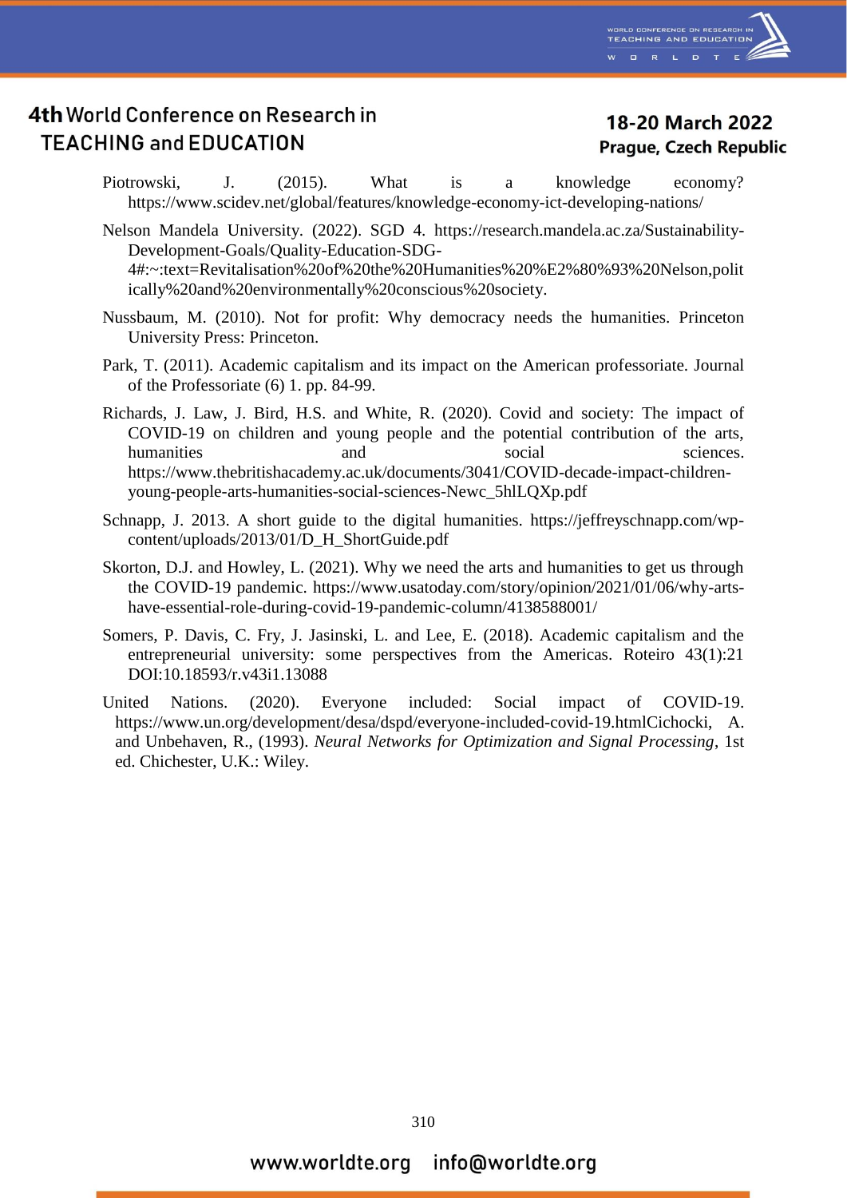Piotrowski, J. (2015). What is a knowledge economy? https://www.scidev.net/global/features/knowledge-economy-ict-developing-nations/

Nelson Mandela University. (2022). SGD 4. https://research.mandela.ac.za/Sustainability-Development-Goals/Quality-Education-SDG-4#:~:text=Revitalisation%20of%20the%20Humanities%20%E2%80%93%20Nelson,politically%20and%20environmentally%20conscious%20society.

Nussbaum, M. (2010). Not for profit: Why democracy needs the humanities. Princeton University Press: Princeton.

Park, T. (2011). Academic capitalism and its impact on the American professoriate. Journal of the Professoriate (6) 1. pp. 84-99.

Richards, J. Law, J. Bird, H.S. and White, R. (2020). Covid and society: The impact of COVID-19 on children and young people and the potential contribution of the arts, humanities and social sciences. https://www.thebritishacademy.ac.uk/documents/3041/COVID-decade-impact-children-young-people-arts-humanities-social-sciences-Newc_5hlLQXp.pdf

Schnapp, J. 2013. A short guide to the digital humanities. https://jeffreyschnapp.com/wp-content/uploads/2013/01/D_H_ShortGuide.pdf

Skorton, D.J. and Howley, L. (2021). Why we need the arts and humanities to get us through the COVID-19 pandemic. https://www.usatoday.com/story/opinion/2021/01/06/why-arts-have-essential-role-during-covid-19-pandemic-column/4138588001/

Somers, P. Davis, C. Fry, J. Jasinski, L. and Lee, E. (2018). Academic capitalism and the entrepreneurial university: some perspectives from the Americas. Roteiro 43(1):21 DOI:10.18593/r.v43i1.13088

United Nations. (2020). Everyone included: Social impact of COVID-19. https://www.un.org/development/desa/dspd/everyone-included-covid-19.htmlCichocki, A. and Unbehaven, R., (1993). *Neural Networks for Optimization and Signal Processing*, 1st ed. Chichester, U.K.: Wiley.